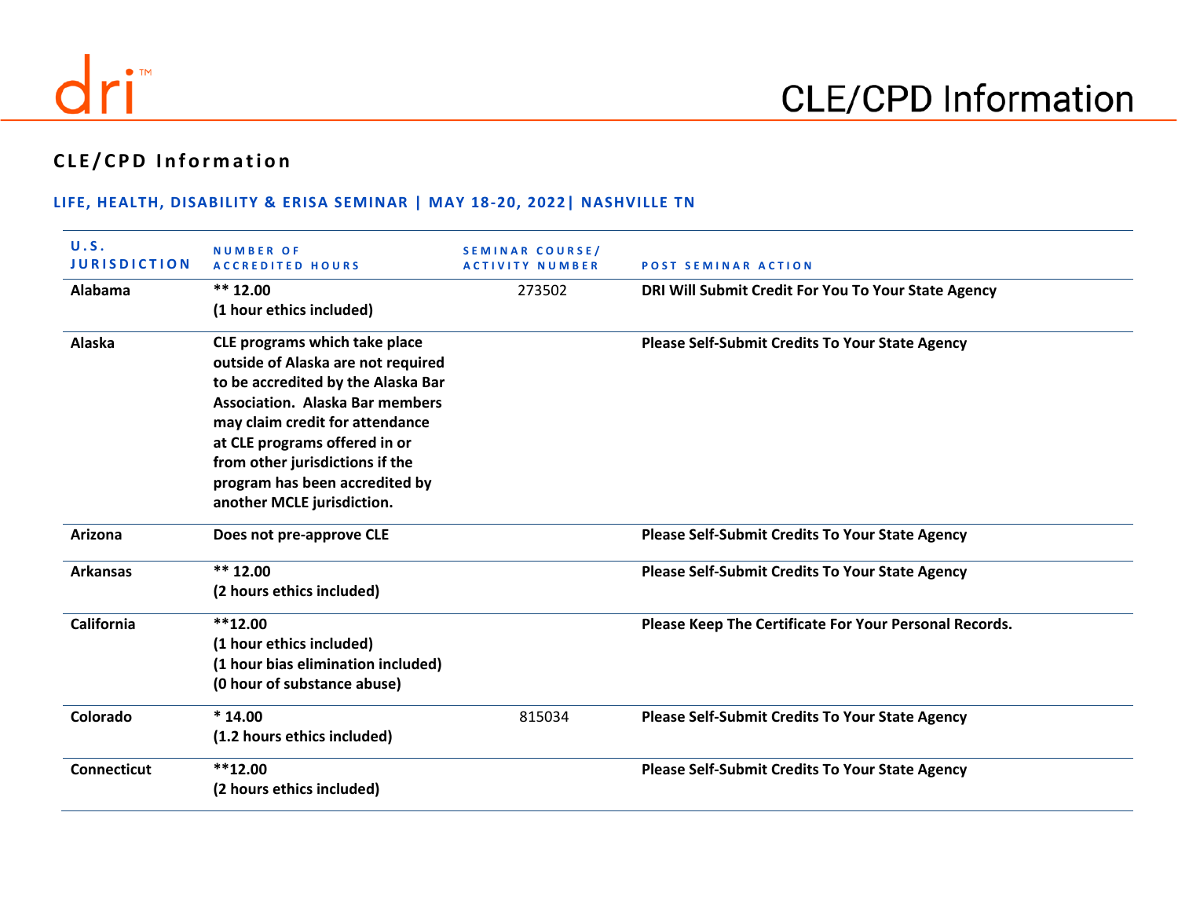# CLE/CPD Information

## CLE/CPD Information

### LIFE, HEALTH, DISABILITY & ERISA SEMINAR | MAY 18-20, 2022| NASHVILLE TN

| U.S. JURISDICTION | NUMBER OF ACCREDITED HOURS | SEMINAR COURSE/ ACTIVITY NUMBER | POST SEMINAR ACTION |
|---|---|---|---|
| **Alabama** | **\*\* 12.00**<br>**(1 hour ethics included)** | 273502 | **DRI Will Submit Credit For You To Your State Agency** |
| **Alaska** | **CLE programs which take place outside of Alaska are not required to be accredited by the Alaska Bar Association. Alaska Bar members may claim credit for attendance at CLE programs offered in or from other jurisdictions if the program has been accredited by another MCLE jurisdiction.** | | **Please Self-Submit Credits To Your State Agency** |
| **Arizona** | **Does not pre-approve CLE** | | **Please Self-Submit Credits To Your State Agency** |
| **Arkansas** | **\*\* 12.00**<br>**(2 hours ethics included)** | | **Please Self-Submit Credits To Your State Agency** |
| **California** | **\*\*12.00**<br>**(1 hour ethics included)**<br>**(1 hour bias elimination included)**<br>**(0 hour of substance abuse)** | | **Please Keep The Certificate For Your Personal Records.** |
| **Colorado** | **\* 14.00**<br>**(1.2 hours ethics included)** | 815034 | **Please Self-Submit Credits To Your State Agency** |
| **Connecticut** | **\*\*12.00**<br>**(2 hours ethics included)** | | **Please Self-Submit Credits To Your State Agency** |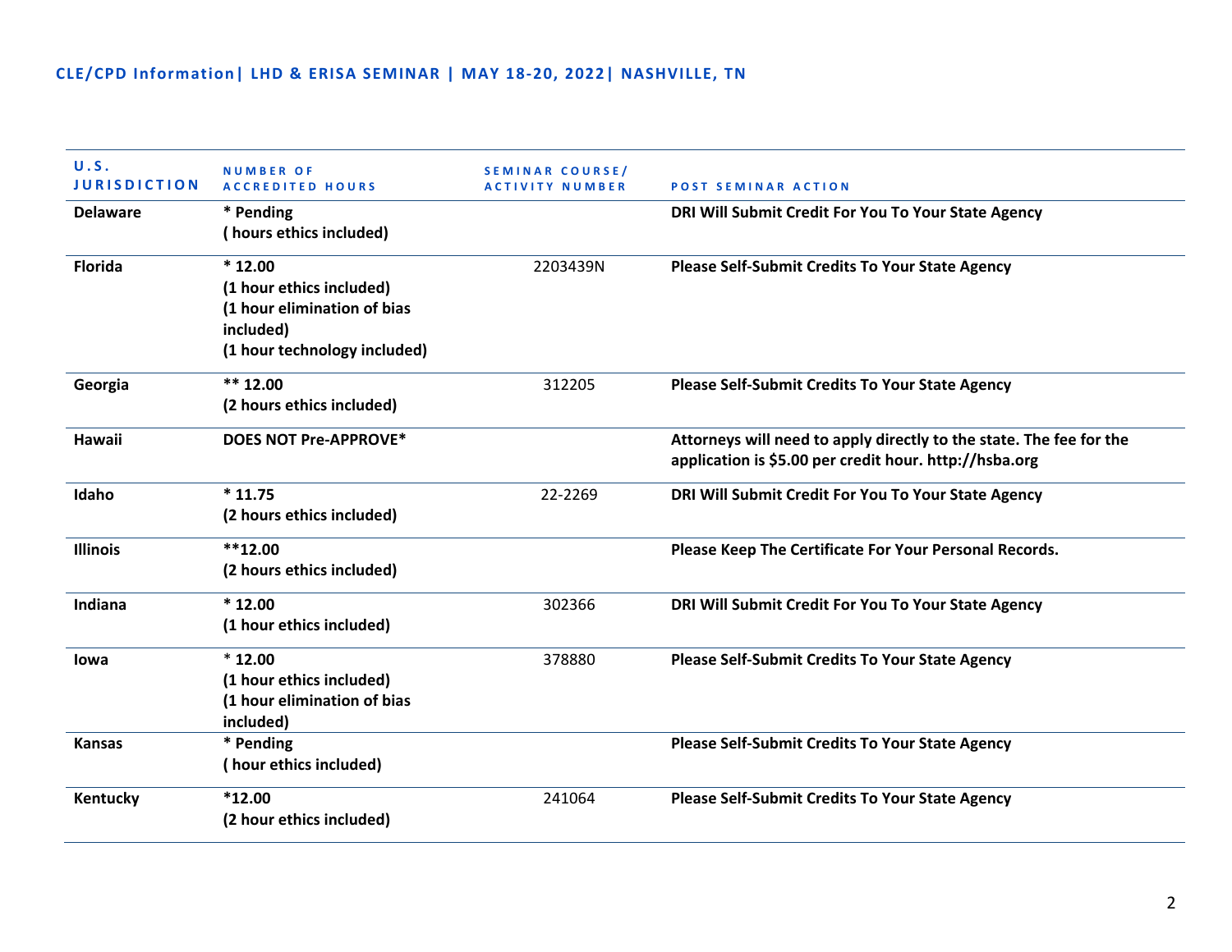## CLE/CPD Information| LHD & ERISA SEMINAR | MAY 18-20, 2022| NASHVILLE, TN

| U.S. JURISDICTION | NUMBER OF ACCREDITED HOURS | SEMINAR COURSE/ ACTIVITY NUMBER | POST SEMINAR ACTION |
|---|---|---|---|
| **Delaware** | **\* Pending**<br>**( hours ethics included)** | | **DRI Will Submit Credit For You To Your State Agency** |
| **Florida** | **\* 12.00**<br>**(1 hour ethics included)**<br>**(1 hour elimination of bias included)**<br>**(1 hour technology included)** | 2203439N | **Please Self-Submit Credits To Your State Agency** |
| **Georgia** | **\*\* 12.00**<br>**(2 hours ethics included)** | 312205 | **Please Self-Submit Credits To Your State Agency** |
| **Hawaii** | **DOES NOT Pre-APPROVE\*** | | **Attorneys will need to apply directly to the state. The fee for the application is $5.00 per credit hour. http://hsba.org** |
| **Idaho** | **\* 11.75**<br>**(2 hours ethics included)** | 22-2269 | **DRI Will Submit Credit For You To Your State Agency** |
| **Illinois** | **\*\*12.00**<br>**(2 hours ethics included)** | | **Please Keep The Certificate For Your Personal Records.** |
| **Indiana** | **\* 12.00**<br>**(1 hour ethics included)** | 302366 | **DRI Will Submit Credit For You To Your State Agency** |
| **Iowa** | **\* 12.00**<br>**(1 hour ethics included)**<br>**(1 hour elimination of bias included)** | 378880 | **Please Self-Submit Credits To Your State Agency** |
| **Kansas** | **\* Pending**<br>**( hour ethics included)** | | **Please Self-Submit Credits To Your State Agency** |
| **Kentucky** | **\*12.00**<br>**(2 hour ethics included)** | 241064 | **Please Self-Submit Credits To Your State Agency** |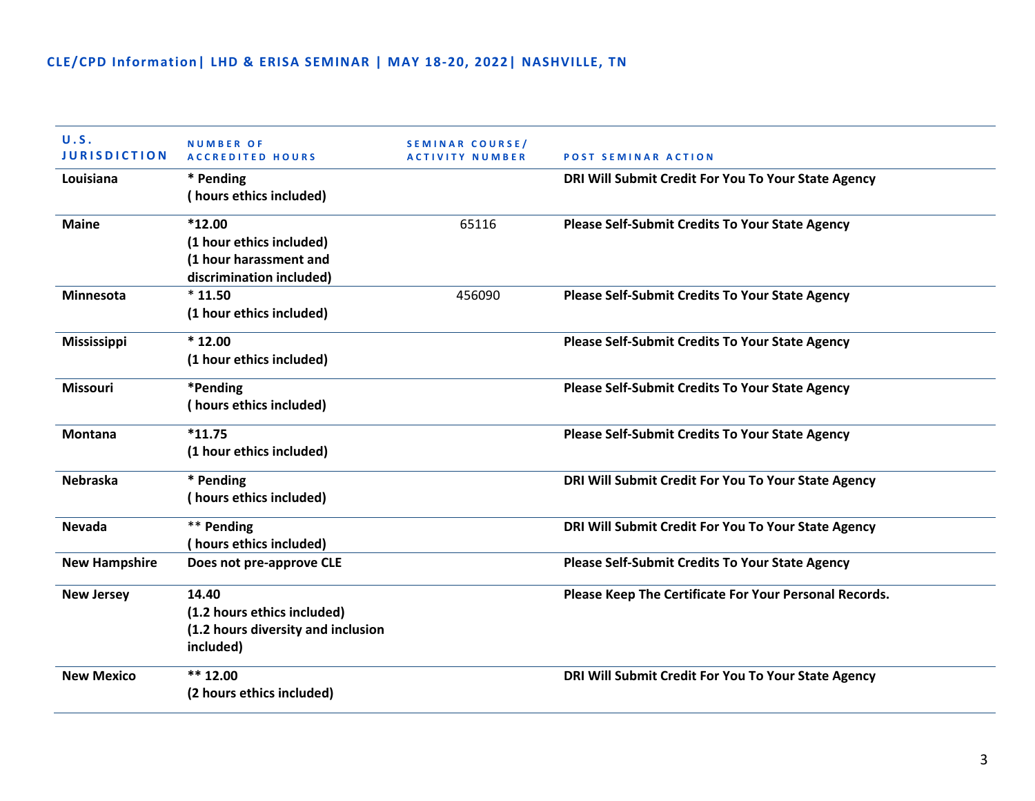## CLE/CPD Information| LHD & ERISA SEMINAR | MAY 18-20, 2022| NASHVILLE, TN

| U.S. JURISDICTION | NUMBER OF ACCREDITED HOURS | SEMINAR COURSE/ ACTIVITY NUMBER | POST SEMINAR ACTION |
|---|---|---|---|
| **Louisiana** | **\* Pending ( hours ethics included)** | | **DRI Will Submit Credit For You To Your State Agency** |
| **Maine** | **\*12.00 (1 hour ethics included) (1 hour harassment and discrimination included)** | 65116 | **Please Self-Submit Credits To Your State Agency** |
| **Minnesota** | **\* 11.50 (1 hour ethics included)** | 456090 | **Please Self-Submit Credits To Your State Agency** |
| **Mississippi** | **\* 12.00 (1 hour ethics included)** | | **Please Self-Submit Credits To Your State Agency** |
| **Missouri** | **\*Pending ( hours ethics included)** | | **Please Self-Submit Credits To Your State Agency** |
| **Montana** | **\*11.75 (1 hour ethics included)** | | **Please Self-Submit Credits To Your State Agency** |
| **Nebraska** | **\* Pending ( hours ethics included)** | | **DRI Will Submit Credit For You To Your State Agency** |
| **Nevada** | **\*\* Pending ( hours ethics included)** | | **DRI Will Submit Credit For You To Your State Agency** |
| **New Hampshire** | **Does not pre-approve CLE** | | **Please Self-Submit Credits To Your State Agency** |
| **New Jersey** | **14.40 (1.2 hours ethics included) (1.2 hours diversity and inclusion included)** | | **Please Keep The Certificate For Your Personal Records.** |
| **New Mexico** | **\*\* 12.00 (2 hours ethics included)** | | **DRI Will Submit Credit For You To Your State Agency** |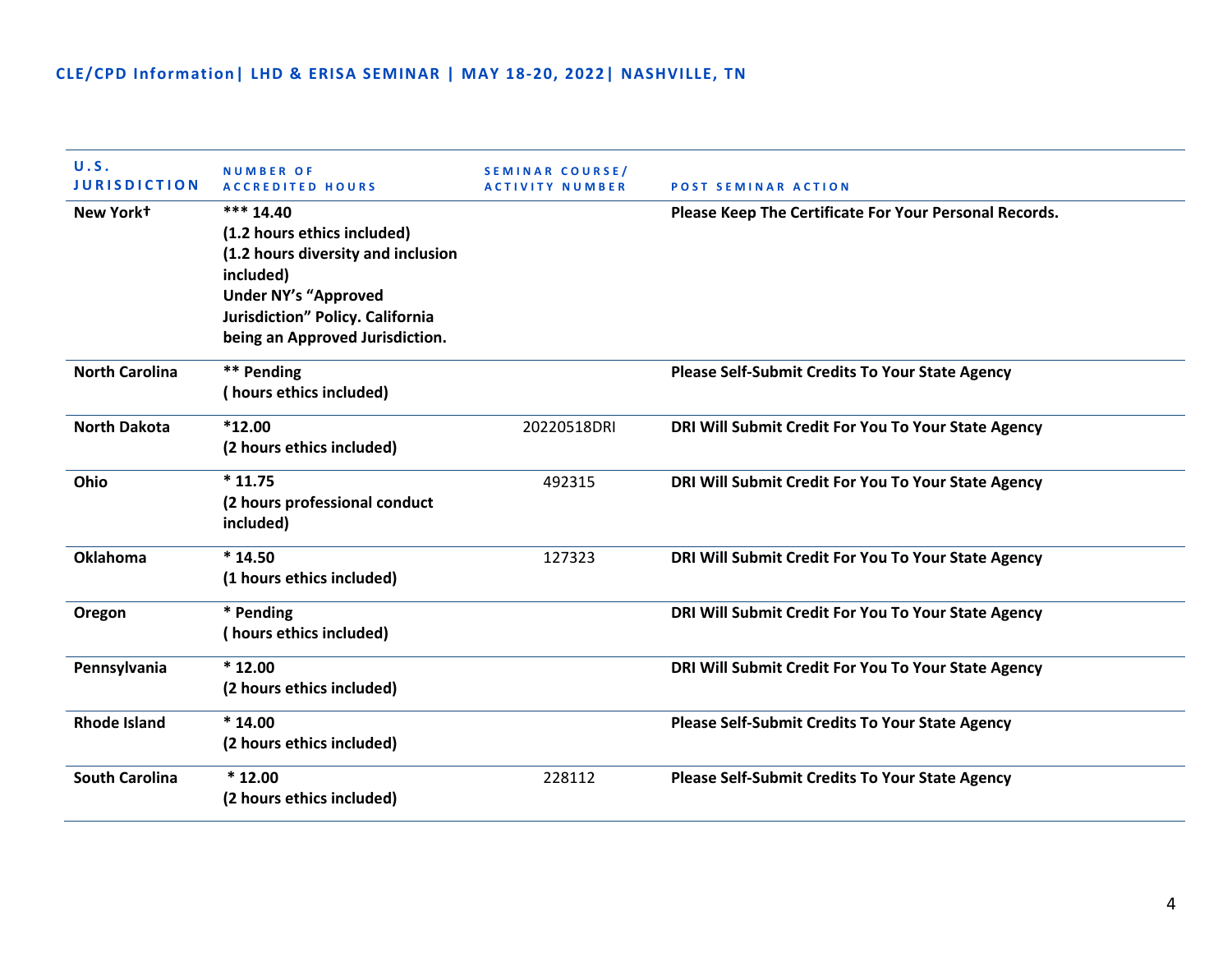CLE/CPD Information| LHD & ERISA SEMINAR | MAY 18-20, 2022| NASHVILLE, TN

| U.S. JURISDICTION | NUMBER OF ACCREDITED HOURS | SEMINAR COURSE/ ACTIVITY NUMBER | POST SEMINAR ACTION |
|---|---|---|---|
| **New York†** | **\*\*\* 14.40 (1.2 hours ethics included) (1.2 hours diversity and inclusion included) Under NY's "Approved Jurisdiction" Policy. California being an Approved Jurisdiction.** | | **Please Keep The Certificate For Your Personal Records.** |
| **North Carolina** | **\*\* Pending ( hours ethics included)** | | **Please Self-Submit Credits To Your State Agency** |
| **North Dakota** | **\*12.00 (2 hours ethics included)** | 20220518DRI | **DRI Will Submit Credit For You To Your State Agency** |
| **Ohio** | **\* 11.75 (2 hours professional conduct included)** | 492315 | **DRI Will Submit Credit For You To Your State Agency** |
| **Oklahoma** | **\* 14.50 (1 hours ethics included)** | 127323 | **DRI Will Submit Credit For You To Your State Agency** |
| **Oregon** | **\* Pending ( hours ethics included)** | | **DRI Will Submit Credit For You To Your State Agency** |
| **Pennsylvania** | **\* 12.00 (2 hours ethics included)** | | **DRI Will Submit Credit For You To Your State Agency** |
| **Rhode Island** | **\* 14.00 (2 hours ethics included)** | | **Please Self-Submit Credits To Your State Agency** |
| **South Carolina** | **\* 12.00 (2 hours ethics included)** | 228112 | **Please Self-Submit Credits To Your State Agency** |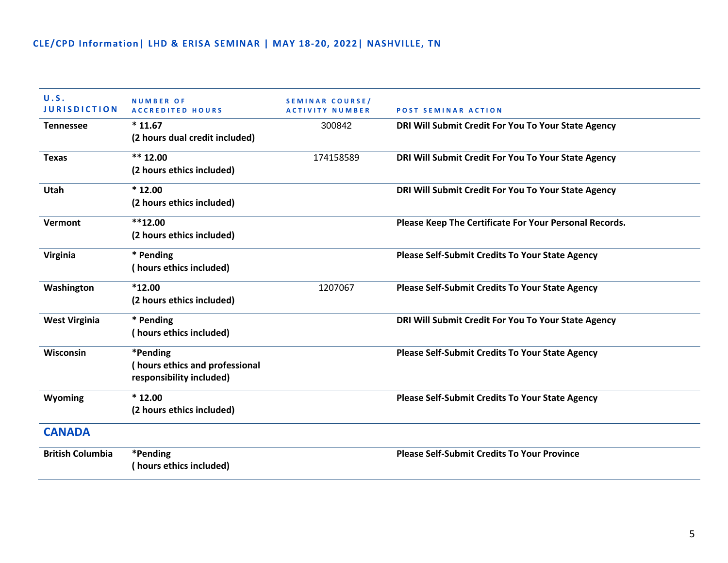| U.S. JURISDICTION | NUMBER OF ACCREDITED HOURS | SEMINAR COURSE/ ACTIVITY NUMBER | POST SEMINAR ACTION |
|---|---|---|---|
| **Tennessee** | *** 11.67**<br>**(2 hours dual credit included)** | 300842 | **DRI Will Submit Credit For You To Your State Agency** |
| **Texas** | **** 12.00**<br>**(2 hours ethics included)** | 174158589 | **DRI Will Submit Credit For You To Your State Agency** |
| **Utah** | *** 12.00**<br>**(2 hours ethics included)** | | **DRI Will Submit Credit For You To Your State Agency** |
| **Vermont** | ****12.00**<br>**(2 hours ethics included)** | | **Please Keep The Certificate For Your Personal Records.** |
| **Virginia** | *** Pending**<br>**( hours ethics included)** | | **Please Self-Submit Credits To Your State Agency** |
| **Washington** | ***12.00**<br>**(2 hours ethics included)** | 1207067 | **Please Self-Submit Credits To Your State Agency** |
| **West Virginia** | *** Pending**<br>**( hours ethics included)** | | **DRI Will Submit Credit For You To Your State Agency** |
| **Wisconsin** | ***Pending**<br>**( hours ethics and professional responsibility included)** | | **Please Self-Submit Credits To Your State Agency** |
| **Wyoming** | *** 12.00**<br>**(2 hours ethics included)** | | **Please Self-Submit Credits To Your State Agency** |
| **CANADA** | | | |
| **British Columbia** | ***Pending**<br>**( hours ethics included)** | | **Please Self-Submit Credits To Your Province** |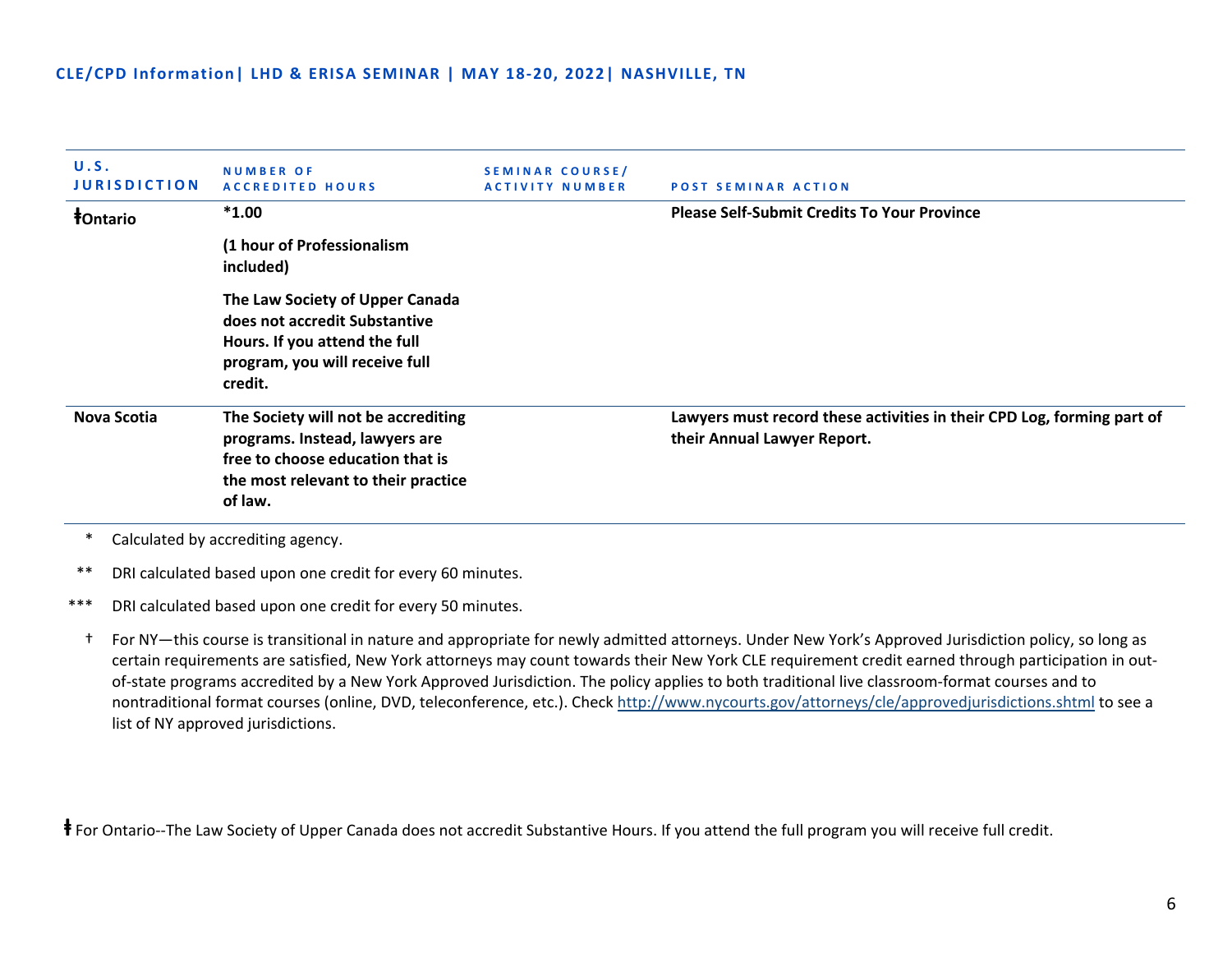| U.S. JURISDICTION | NUMBER OF ACCREDITED HOURS | SEMINAR COURSE/ ACTIVITY NUMBER | POST SEMINAR ACTION |
|---|---|---|---|
| **ǂOntario** | ***1.00** **(1 hour of Professionalism included)** **The Law Society of Upper Canada does not accredit Substantive Hours. If you attend the full program, you will receive full credit.** | | **Please Self-Submit Credits To Your Province** |
| **Nova Scotia** | **The Society will not be accrediting programs. Instead, lawyers are free to choose education that is the most relevant to their practice of law.** | | **Lawyers must record these activities in their CPD Log, forming part of their Annual Lawyer Report.** |

\* Calculated by accrediting agency.

** DRI calculated based upon one credit for every 60 minutes.

*** DRI calculated based upon one credit for every 50 minutes.

† For NY—this course is transitional in nature and appropriate for newly admitted attorneys. Under New York's Approved Jurisdiction policy, so long as certain requirements are satisfied, New York attorneys may count towards their New York CLE requirement credit earned through participation in out-of-state programs accredited by a New York Approved Jurisdiction. The policy applies to both traditional live classroom-format courses and to nontraditional format courses (online, DVD, teleconference, etc.). Check http://www.nycourts.gov/attorneys/cle/approvedjurisdictions.shtml to see a list of NY approved jurisdictions.

ǂ For Ontario--The Law Society of Upper Canada does not accredit Substantive Hours. If you attend the full program you will receive full credit.